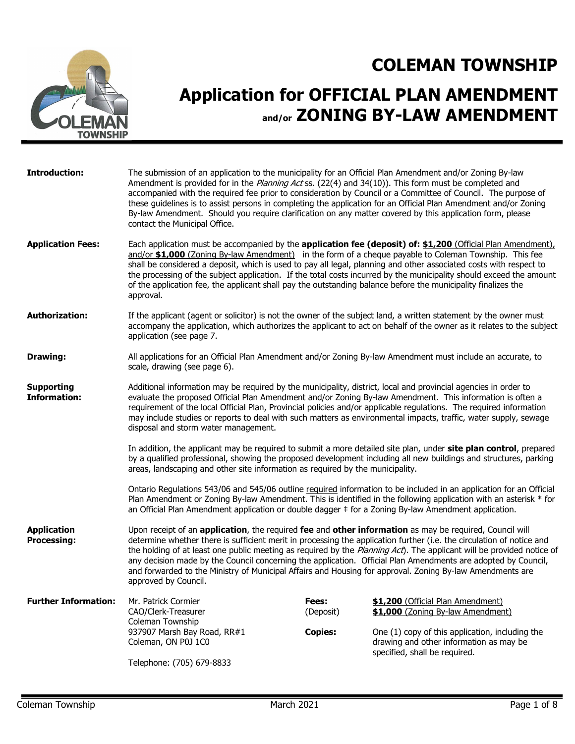# COLEMAN TOWNSHIP

# Application for OFFICIAL PLAN AMENDMENT and/or ZONING BY-LAW AMENDMENT

**Introduction:**

The submission of an application to the municipality for an Official Plan Amendment and/or Zoning By-law Amendment is provided for in the *Planning Act* ss. (22(4) and 34(10)). This form must be completed and accompanied with the required fee prior to consideration by Council or a Committee of Council. The purpose of these guidelines is to assist persons in completing the application for an Official Plan Amendment and/or Zoning By-law Amendment. Should you require clarification on any matter covered by this application form, please contact the Municipal Office.

**Application Fees:**

Each application must be accompanied by the **application fee (deposit) of: <u>$1,200</u>** <u>(Official Plan Amendment), and/or **$1,000** (Zoning By-law Amendment)</u> in the form of a cheque payable to Coleman Township. This fee shall be considered a deposit, which is used to pay all legal, planning and other associated costs with respect to the processing of the subject application. If the total costs incurred by the municipality should exceed the amount of the application fee, the applicant shall pay the outstanding balance before the municipality finalizes the approval.

**Authorization:**

If the applicant (agent or solicitor) is not the owner of the subject land, a written statement by the owner must accompany the application, which authorizes the applicant to act on behalf of the owner as it relates to the subject application (see page 7.

**Drawing:**

All applications for an Official Plan Amendment and/or Zoning By-law Amendment must include an accurate, to scale, drawing (see page 6).

**Supporting Information:**

Additional information may be required by the municipality, district, local and provincial agencies in order to evaluate the proposed Official Plan Amendment and/or Zoning By-law Amendment. This information is often a requirement of the local Official Plan, Provincial policies and/or applicable regulations. The required information may include studies or reports to deal with such matters as environmental impacts, traffic, water supply, sewage disposal and storm water management.

In addition, the applicant may be required to submit a more detailed site plan, under **site plan control**, prepared by a qualified professional, showing the proposed development including all new buildings and structures, parking areas, landscaping and other site information as required by the municipality.

Ontario Regulations 543/06 and 545/06 outline <u>required</u> information to be included in an application for an Official Plan Amendment or Zoning By-law Amendment. This is identified in the following application with an asterisk * for an Official Plan Amendment application or double dagger ‡ for a Zoning By-law Amendment application.

**Application Processing:**

Upon receipt of an **application**, the required **fee** and **other information** as may be required, Council will determine whether there is sufficient merit in processing the application further (i.e. the circulation of notice and the holding of at least one public meeting as required by the *Planning Act*). The applicant will be provided notice of any decision made by the Council concerning the application. Official Plan Amendments are adopted by Council, and forwarded to the Ministry of Municipal Affairs and Housing for approval. Zoning By-law Amendments are approved by Council.

**Further Information:**

Mr. Patrick Cormier
CAO/Clerk-Treasurer
Coleman Township
937907 Marsh Bay Road, RR#1
Coleman, ON P0J 1C0

Telephone: (705) 679-8833

**Fees:** (Deposit)
<u>**$1,200** (Official Plan Amendment)</u>
<u>**$1,000** (Zoning By-law Amendment)</u>

**Copies:**
One (1) copy of this application, including the drawing and other information as may be specified, shall be required.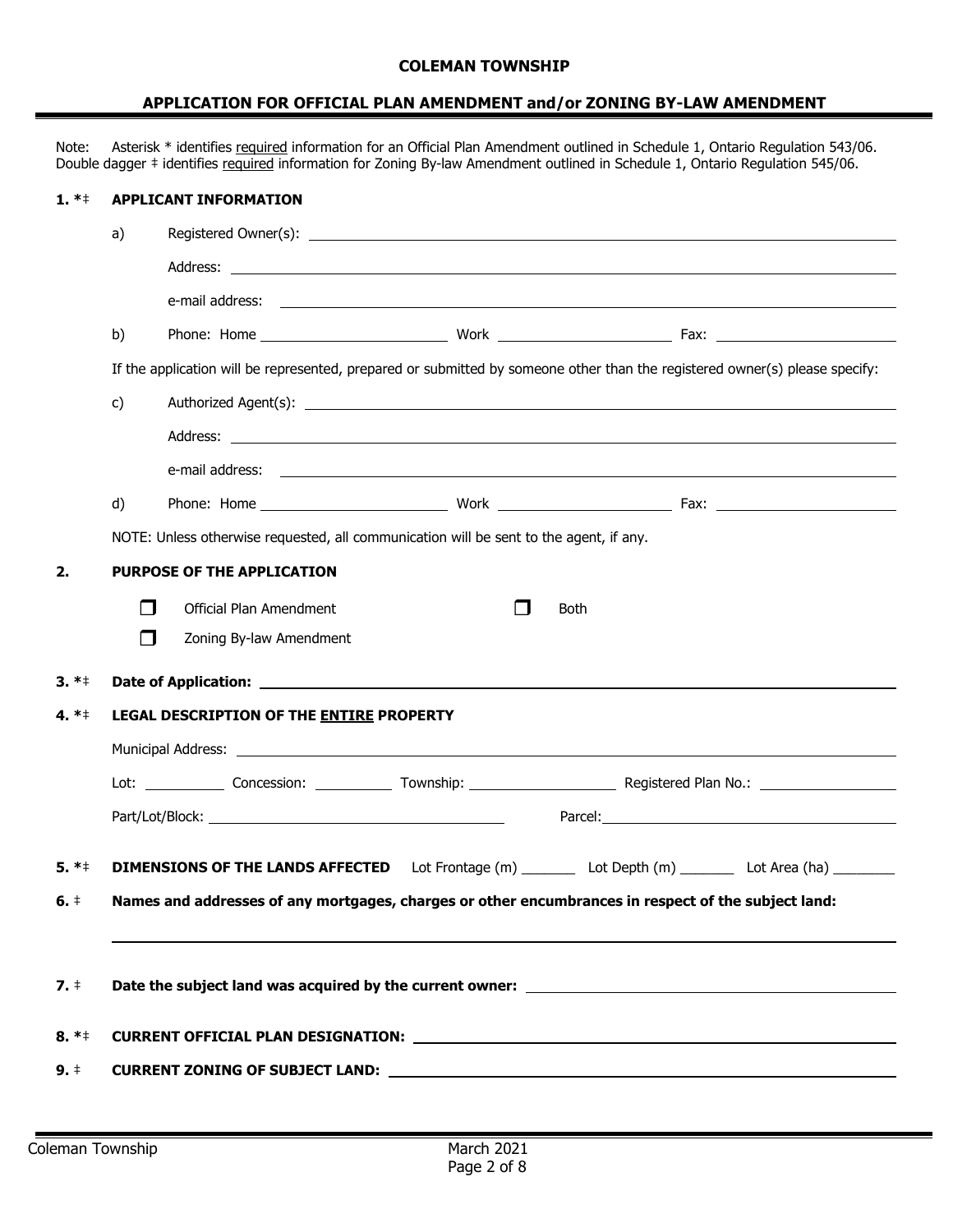**COLEMAN TOWNSHIP**

## APPLICATION FOR OFFICIAL PLAN AMENDMENT and/or ZONING BY-LAW AMENDMENT

Note: Asterisk * identifies required information for an Official Plan Amendment outlined in Schedule 1, Ontario Regulation 543/06. Double dagger ‡ identifies required information for Zoning By-law Amendment outlined in Schedule 1, Ontario Regulation 545/06.

**1. *‡ APPLICANT INFORMATION**

a) Registered Owner(s): ______________________________

Address: ______________________________

e-mail address: ______________________________

b) Phone: Home ______________ Work ______________ Fax: ______________

If the application will be represented, prepared or submitted by someone other than the registered owner(s) please specify:

c) Authorized Agent(s): ______________________________

Address: ______________________________

e-mail address: ______________________________

d) Phone: Home ______________ Work ______________ Fax: ______________

NOTE: Unless otherwise requested, all communication will be sent to the agent, if any.

**2. PURPOSE OF THE APPLICATION**

☐ Official Plan Amendment

☐ Zoning By-law Amendment

☐ Both

**3. *‡ Date of Application:** ______________________________

**4. *‡ LEGAL DESCRIPTION OF THE ENTIRE PROPERTY**

Municipal Address: ______________________________

Lot: __________ Concession: __________ Township: ______________ Registered Plan No.: ______________

Part/Lot/Block: ______________________________ Parcel: ______________________________

**5. *‡ DIMENSIONS OF THE LANDS AFFECTED** Lot Frontage (m) _______ Lot Depth (m) _______ Lot Area (ha) ________

**6. ‡ Names and addresses of any mortgages, charges or other encumbrances in respect of the subject land:**

______________________________

**7. ‡ Date the subject land was acquired by the current owner:** ______________________________

**8. *‡ CURRENT OFFICIAL PLAN DESIGNATION:** ______________________________

**9. ‡ CURRENT ZONING OF SUBJECT LAND:** ______________________________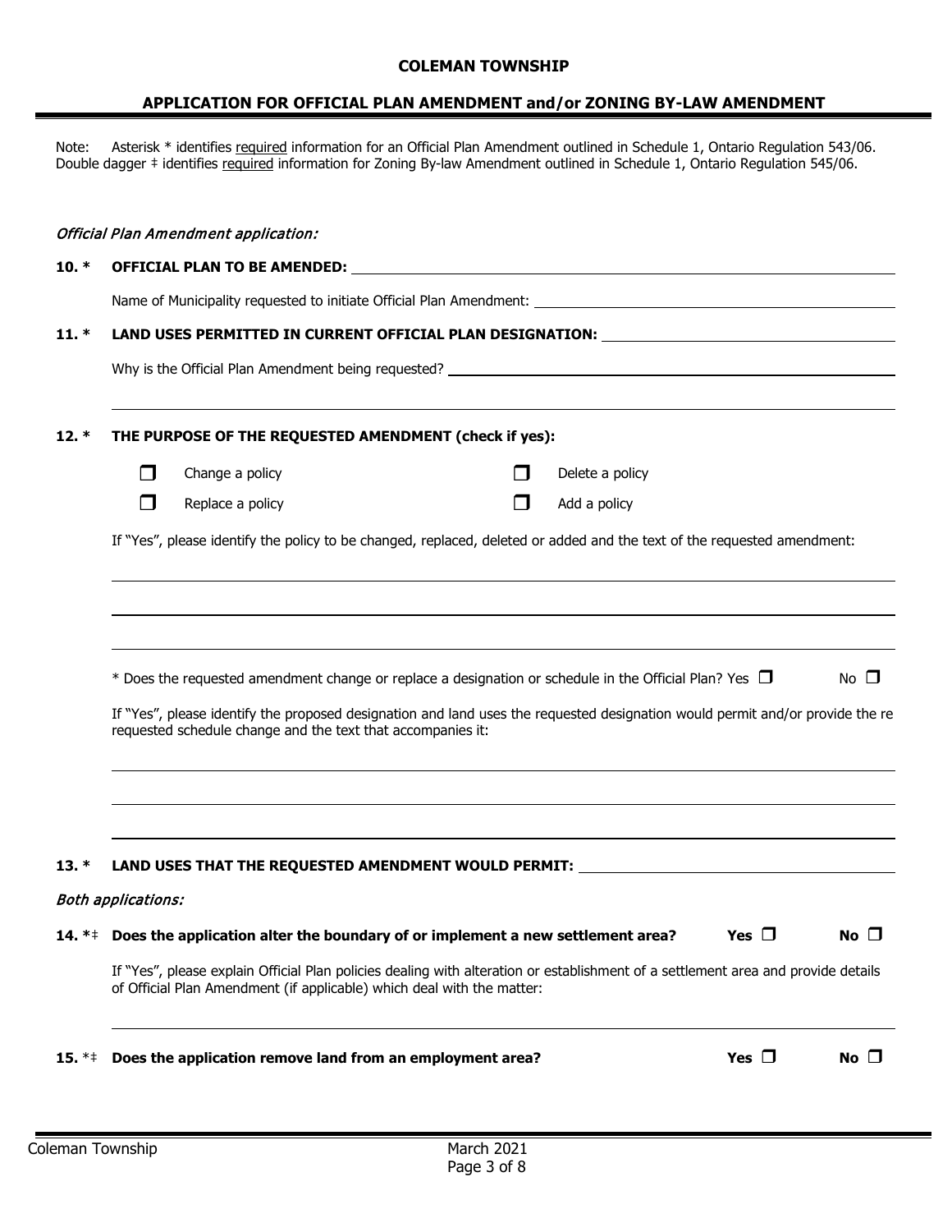**COLEMAN TOWNSHIP**

**APPLICATION FOR OFFICIAL PLAN AMENDMENT and/or ZONING BY-LAW AMENDMENT**

Note: Asterisk * identifies required information for an Official Plan Amendment outlined in Schedule 1, Ontario Regulation 543/06. Double dagger ‡ identifies required information for Zoning By-law Amendment outlined in Schedule 1, Ontario Regulation 545/06.

*Official Plan Amendment application:*

**10. * OFFICIAL PLAN TO BE AMENDED:** ______________________________

Name of Municipality requested to initiate Official Plan Amendment: ______________________________

**11. * LAND USES PERMITTED IN CURRENT OFFICIAL PLAN DESIGNATION:** ______________________________

Why is the Official Plan Amendment being requested? ______________________________

______________________________

**12. * THE PURPOSE OF THE REQUESTED AMENDMENT (check if yes):**

- ☐ Change a policy
- ☐ Delete a policy
- ☐ Replace a policy
- ☐ Add a policy

If "Yes", please identify the policy to be changed, replaced, deleted or added and the text of the requested amendment:

______________________________

______________________________

______________________________

* Does the requested amendment change or replace a designation or schedule in the Official Plan? Yes ☐ No ☐

If "Yes", please identify the proposed designation and land uses the requested designation would permit and/or provide the re requested schedule change and the text that accompanies it:

______________________________

______________________________

______________________________

**13. * LAND USES THAT THE REQUESTED AMENDMENT WOULD PERMIT:** ______________________________

*Both applications:*

**14. *‡ Does the application alter the boundary of or implement a new settlement area?** **Yes** ☐ **No** ☐

If "Yes", please explain Official Plan policies dealing with alteration or establishment of a settlement area and provide details of Official Plan Amendment (if applicable) which deal with the matter:

______________________________

**15. *‡ Does the application remove land from an employment area?** **Yes** ☐ **No** ☐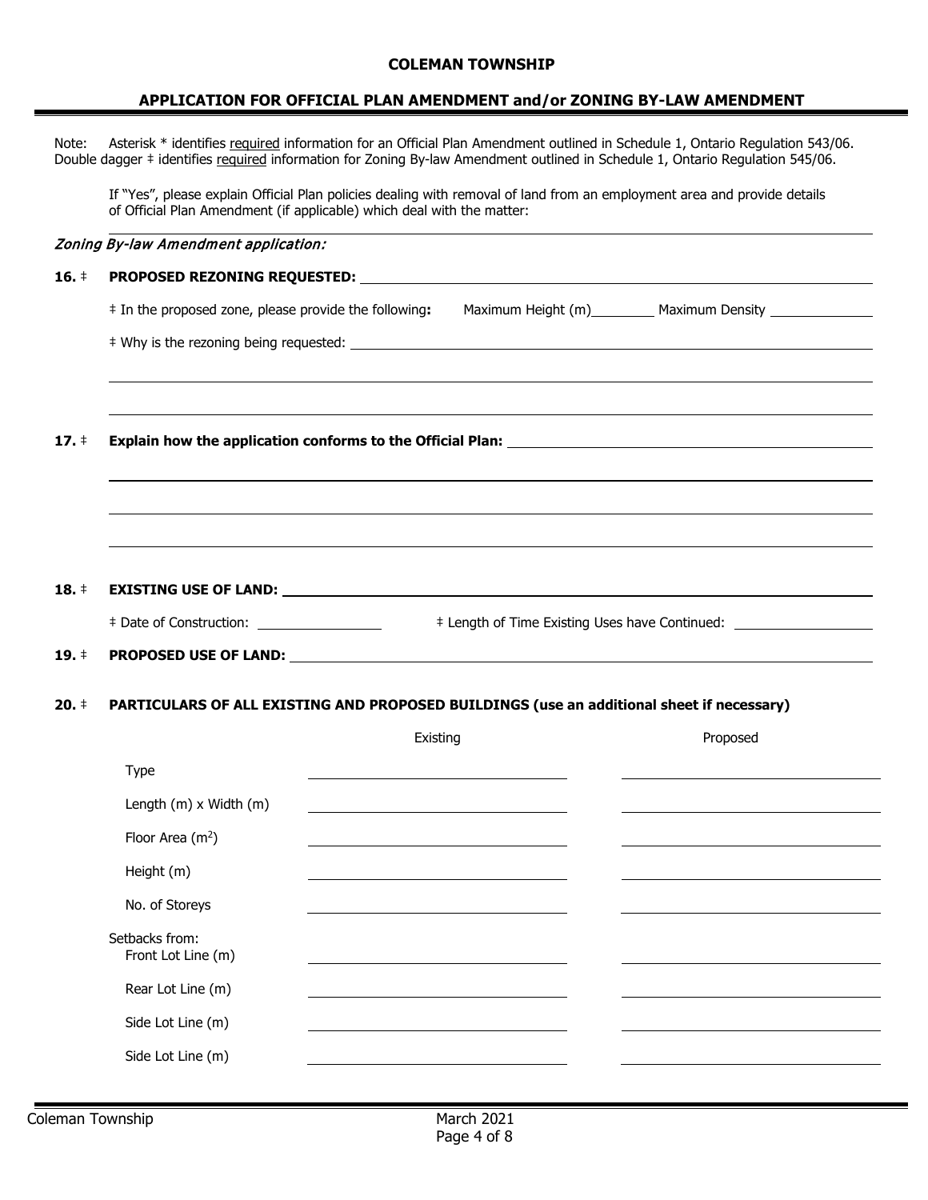## COLEMAN TOWNSHIP

## APPLICATION FOR OFFICIAL PLAN AMENDMENT and/or ZONING BY-LAW AMENDMENT

Note: Asterisk * identifies required information for an Official Plan Amendment outlined in Schedule 1, Ontario Regulation 543/06. Double dagger ‡ identifies required information for Zoning By-law Amendment outlined in Schedule 1, Ontario Regulation 545/06.

If "Yes", please explain Official Plan policies dealing with removal of land from an employment area and provide details of Official Plan Amendment (if applicable) which deal with the matter:

___

*Zoning By-law Amendment application:*

**16.** ‡ **PROPOSED REZONING REQUESTED:** ___

‡ In the proposed zone, please provide the following**:** Maximum Height (m)___ Maximum Density ___

‡ Why is the rezoning being requested: ___

___

___

**17.** ‡ **Explain how the application conforms to the Official Plan:** ___

___

___

___

**18.** ‡ **EXISTING USE OF LAND:** ___

‡ Date of Construction: ___ ‡ Length of Time Existing Uses have Continued: ___

**19.** ‡ **PROPOSED USE OF LAND:** ___

**20.** ‡ **PARTICULARS OF ALL EXISTING AND PROPOSED BUILDINGS (use an additional sheet if necessary)**

| | Existing | Proposed |
| --- | --- | --- |
| Type | | |
| Length (m) x Width (m) | | |
| Floor Area ($m^2$) | | |
| Height (m) | | |
| No. of Storeys | | |
| Setbacks from: Front Lot Line (m) | | |
| Rear Lot Line (m) | | |
| Side Lot Line (m) | | |
| Side Lot Line (m) | | |

Coleman Township March 2021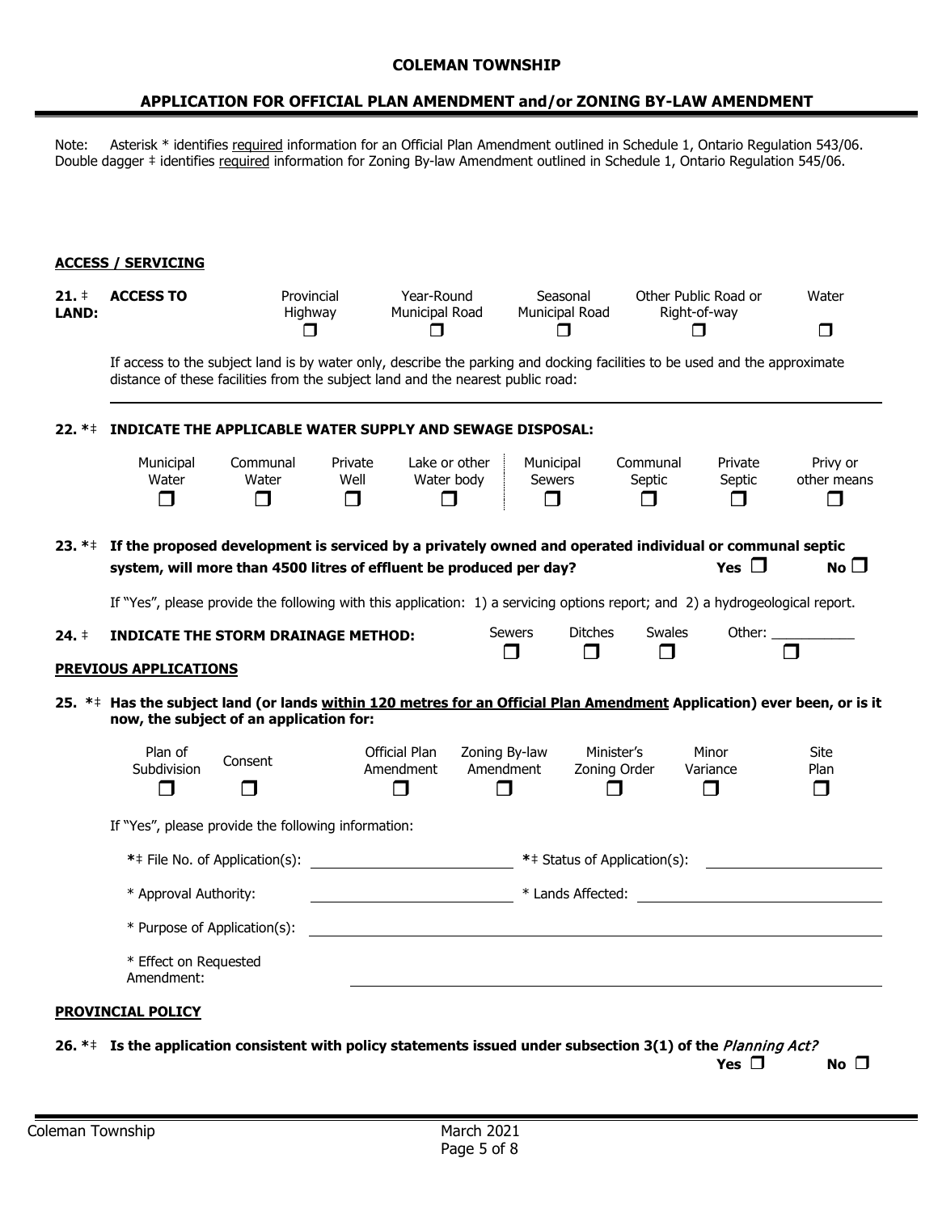**COLEMAN TOWNSHIP**

## APPLICATION FOR OFFICIAL PLAN AMENDMENT and/or ZONING BY-LAW AMENDMENT

Note: Asterisk * identifies required information for an Official Plan Amendment outlined in Schedule 1, Ontario Regulation 543/06. Double dagger ‡ identifies required information for Zoning By-law Amendment outlined in Schedule 1, Ontario Regulation 545/06.

### ACCESS / SERVICING

**21. ‡ LAND:** **ACCESS TO**

| Provincial Highway | Year-Round Municipal Road | Seasonal Municipal Road | Other Public Road or Right-of-way | Water |
|---|---|---|---|---|
| ❐ | ❐ | ❐ | ❐ | ❐ |

If access to the subject land is by water only, describe the parking and docking facilities to be used and the approximate distance of these facilities from the subject land and the nearest public road:

______________________________________________

**22. *‡ INDICATE THE APPLICABLE WATER SUPPLY AND SEWAGE DISPOSAL:**

| Municipal Water | Communal Water | Private Well | Lake or other Water body | Municipal Sewers | Communal Septic | Private Septic | Privy or other means |
|---|---|---|---|---|---|---|---|
| ❐ | ❐ | ❐ | ❐ | ❐ | ❐ | ❐ | ❐ |

**23. *‡ If the proposed development is serviced by a privately owned and operated individual or communal septic system, will more than 4500 litres of effluent be produced per day?** **Yes** ❐ **No** ❐

If "Yes", please provide the following with this application: 1) a servicing options report; and 2) a hydrogeological report.

**24. ‡ INDICATE THE STORM DRAINAGE METHOD:**

| Sewers | Ditches | Swales | Other: ___________ |
|---|---|---|---|
| ❐ | ❐ | ❐ | ❐ |

### PREVIOUS APPLICATIONS

**25. *‡ Has the subject land (or lands within 120 metres for an Official Plan Amendment Application) ever been, or is it now, the subject of an application for:**

| Plan of Subdivision | Consent | Official Plan Amendment | Zoning By-law Amendment | Minister's Zoning Order | Minor Variance | Site Plan |
|---|---|---|---|---|---|---|
| ❐ | ❐ | ❐ | ❐ | ❐ | ❐ | ❐ |

If "Yes", please provide the following information:

*‡ File No. of Application(s): ______________________ *‡ Status of Application(s): ______________________

* Approval Authority: ______________________ * Lands Affected: ______________________

* Purpose of Application(s): ______________________________________________

* Effect on Requested Amendment: ______________________________________________

### PROVINCIAL POLICY

**26. *‡ Is the application consistent with policy statements issued under subsection 3(1) of the *Planning Act?*** **Yes** ❐ **No** ❐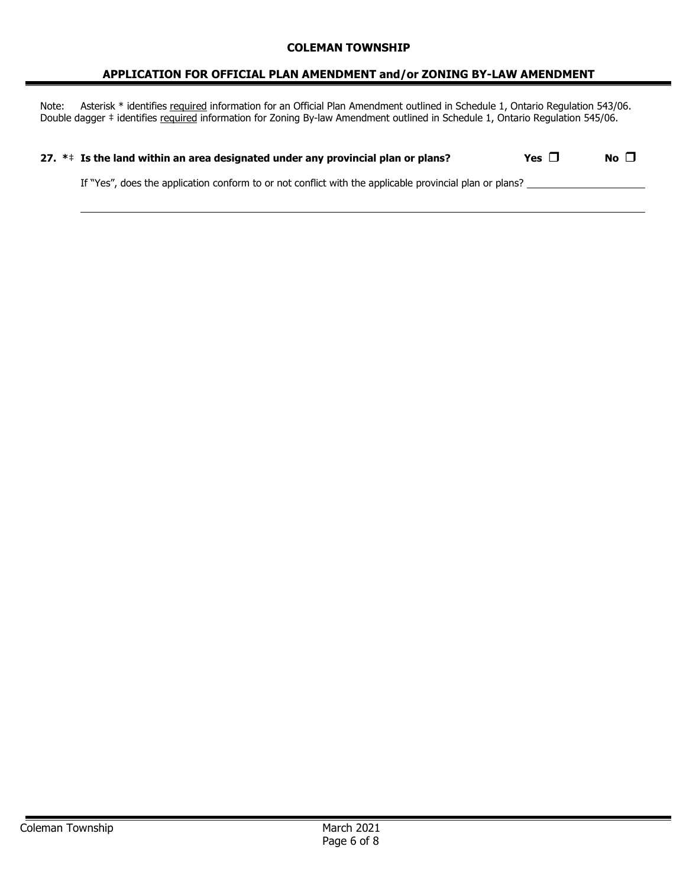**COLEMAN TOWNSHIP**

## APPLICATION FOR OFFICIAL PLAN AMENDMENT and/or ZONING BY-LAW AMENDMENT

Note: Asterisk * identifies required information for an Official Plan Amendment outlined in Schedule 1, Ontario Regulation 543/06. Double dagger ‡ identifies required information for Zoning By-law Amendment outlined in Schedule 1, Ontario Regulation 545/06.

**27. *‡ Is the land within an area designated under any provincial plan or plans?** **Yes** ☐ **No** ☐

If "Yes", does the application conform to or not conflict with the applicable provincial plan or plans? ____________________

______________________________________________________________________________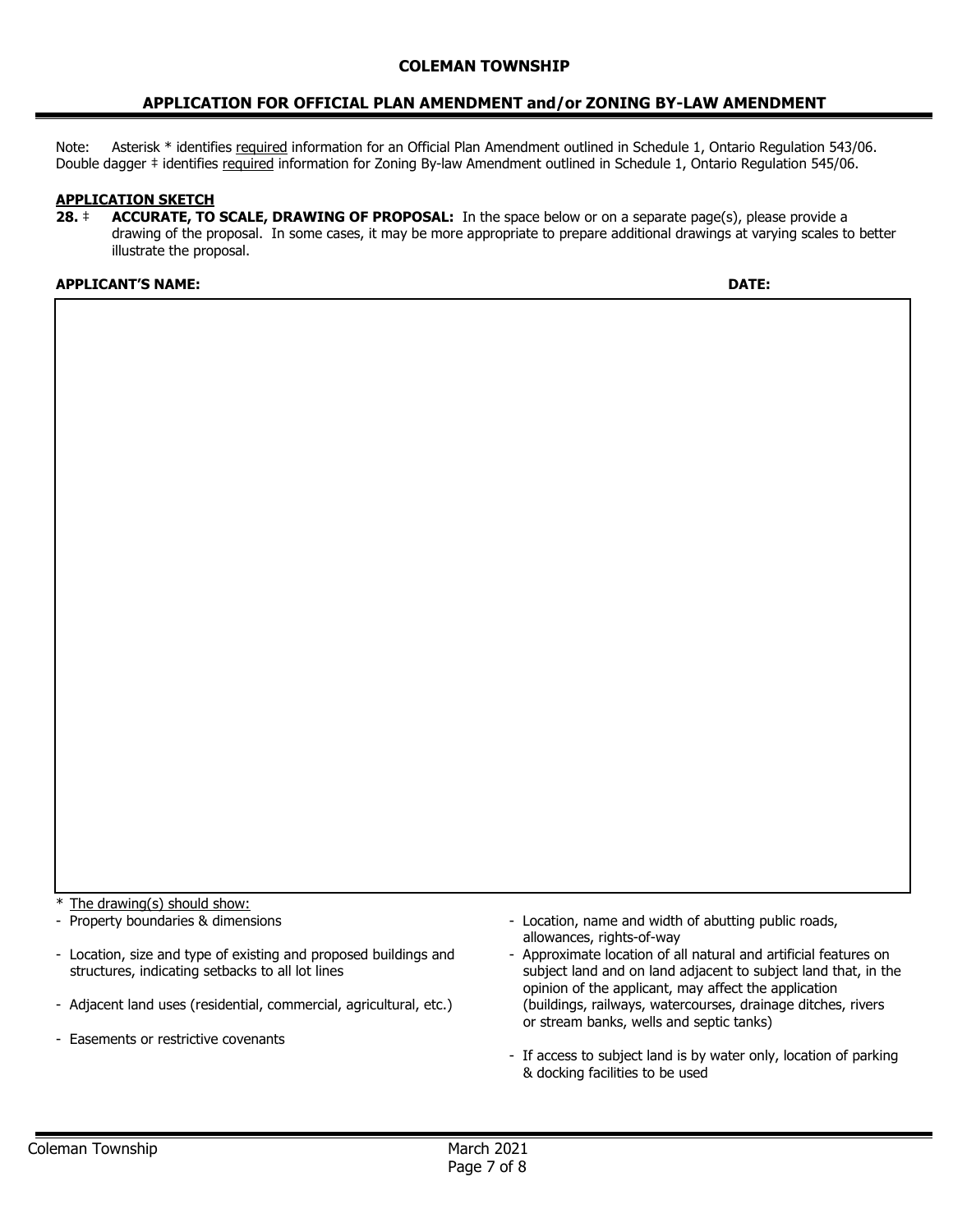**COLEMAN TOWNSHIP**

## APPLICATION FOR OFFICIAL PLAN AMENDMENT and/or ZONING BY-LAW AMENDMENT

Note: Asterisk * identifies required information for an Official Plan Amendment outlined in Schedule 1, Ontario Regulation 543/06. Double dagger ‡ identifies required information for Zoning By-law Amendment outlined in Schedule 1, Ontario Regulation 545/06.

### APPLICATION SKETCH

**28.** ‡ **ACCURATE, TO SCALE, DRAWING OF PROPOSAL:** In the space below or on a separate page(s), please provide a drawing of the proposal. In some cases, it may be more appropriate to prepare additional drawings at varying scales to better illustrate the proposal.

**APPLICANT'S NAME:** **DATE:**

\* The drawing(s) should show:

- Property boundaries & dimensions
- Location, size and type of existing and proposed buildings and structures, indicating setbacks to all lot lines
- Adjacent land uses (residential, commercial, agricultural, etc.)
- Easements or restrictive covenants
- Location, name and width of abutting public roads, allowances, rights-of-way
- Approximate location of all natural and artificial features on subject land and on land adjacent to subject land that, in the opinion of the applicant, may affect the application (buildings, railways, watercourses, drainage ditches, rivers or stream banks, wells and septic tanks)
- If access to subject land is by water only, location of parking & docking facilities to be used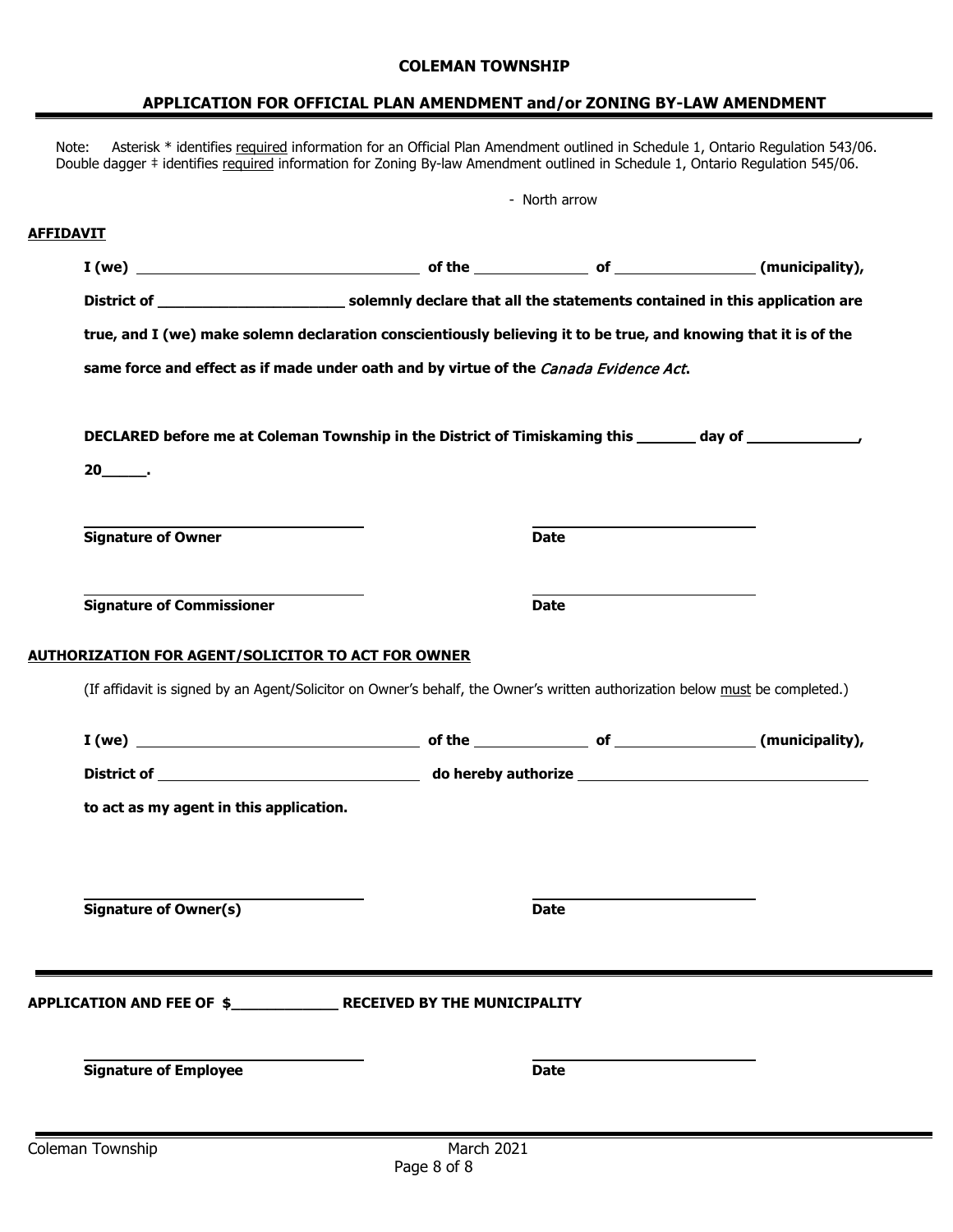**COLEMAN TOWNSHIP**

**APPLICATION FOR OFFICIAL PLAN AMENDMENT and/or ZONING BY-LAW AMENDMENT**

Note: Asterisk * identifies required information for an Official Plan Amendment outlined in Schedule 1, Ontario Regulation 543/06. Double dagger ‡ identifies required information for Zoning By-law Amendment outlined in Schedule 1, Ontario Regulation 545/06.

- North arrow

## AFFIDAVIT

**I (we) ______________________ of the __________ of ____________ (municipality), District of ______________________ solemnly declare that all the statements contained in this application are true, and I (we) make solemn declaration conscientiously believing it to be true, and knowing that it is of the same force and effect as if made under oath and by virtue of the *Canada Evidence Act*.**

**DECLARED before me at Coleman Township in the District of Timiskaming this _______ day of _____________, 20_____.**

______________________ ______________________
**Signature of Owner** **Date**

______________________ ______________________
**Signature of Commissioner** **Date**

## AUTHORIZATION FOR AGENT/SOLICITOR TO ACT FOR OWNER

(If affidavit is signed by an Agent/Solicitor on Owner's behalf, the Owner's written authorization below must be completed.)

**I (we) ______________________ of the __________ of ____________ (municipality), District of ______________________ do hereby authorize ______________________ to act as my agent in this application.**

______________________ ______________________
**Signature of Owner(s)** **Date**

**APPLICATION AND FEE OF $____________ RECEIVED BY THE MUNICIPALITY**

______________________ ______________________
**Signature of Employee** **Date**

Coleman Township March 2021